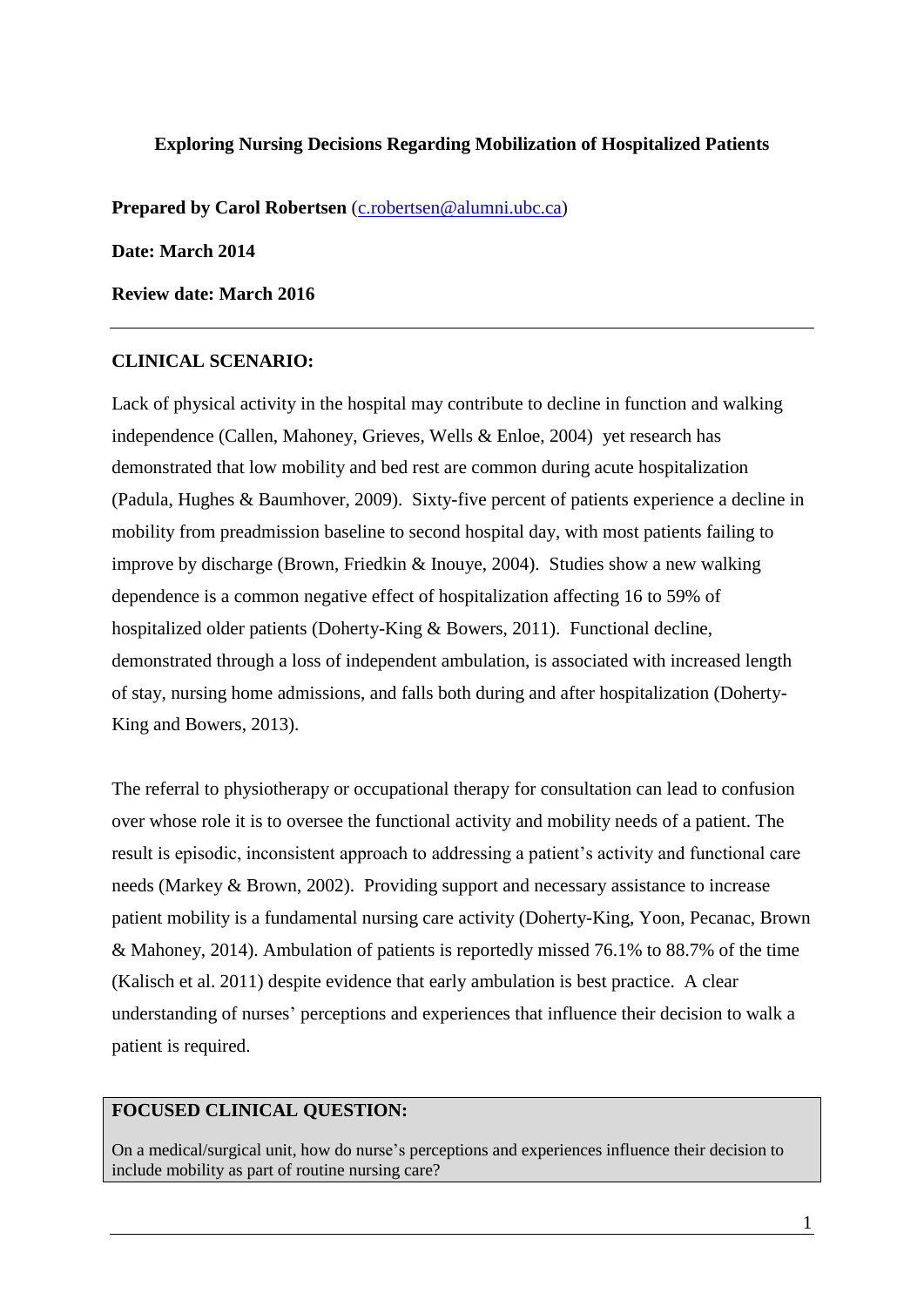# Exploring Nursing Decisions Regarding Mobilization of Hospitalized Patients

**Prepared by Carol Robertsen** (c.robertsen@alumni.ubc.ca)

**Date: March 2014**

**Review date: March 2016**

---

## CLINICAL SCENARIO:

Lack of physical activity in the hospital may contribute to decline in function and walking independence (Callen, Mahoney, Grieves, Wells & Enloe, 2004) yet research has demonstrated that low mobility and bed rest are common during acute hospitalization (Padula, Hughes & Baumhover, 2009). Sixty-five percent of patients experience a decline in mobility from preadmission baseline to second hospital day, with most patients failing to improve by discharge (Brown, Friedkin & Inouye, 2004). Studies show a new walking dependence is a common negative effect of hospitalization affecting 16 to 59% of hospitalized older patients (Doherty-King & Bowers, 2011). Functional decline, demonstrated through a loss of independent ambulation, is associated with increased length of stay, nursing home admissions, and falls both during and after hospitalization (Doherty-King and Bowers, 2013).

The referral to physiotherapy or occupational therapy for consultation can lead to confusion over whose role it is to oversee the functional activity and mobility needs of a patient. The result is episodic, inconsistent approach to addressing a patient's activity and functional care needs (Markey & Brown, 2002). Providing support and necessary assistance to increase patient mobility is a fundamental nursing care activity (Doherty-King, Yoon, Pecanac, Brown & Mahoney, 2014). Ambulation of patients is reportedly missed 76.1% to 88.7% of the time (Kalisch et al. 2011) despite evidence that early ambulation is best practice. A clear understanding of nurses' perceptions and experiences that influence their decision to walk a patient is required.

## FOCUSED CLINICAL QUESTION:

On a medical/surgical unit, how do nurse's perceptions and experiences influence their decision to include mobility as part of routine nursing care?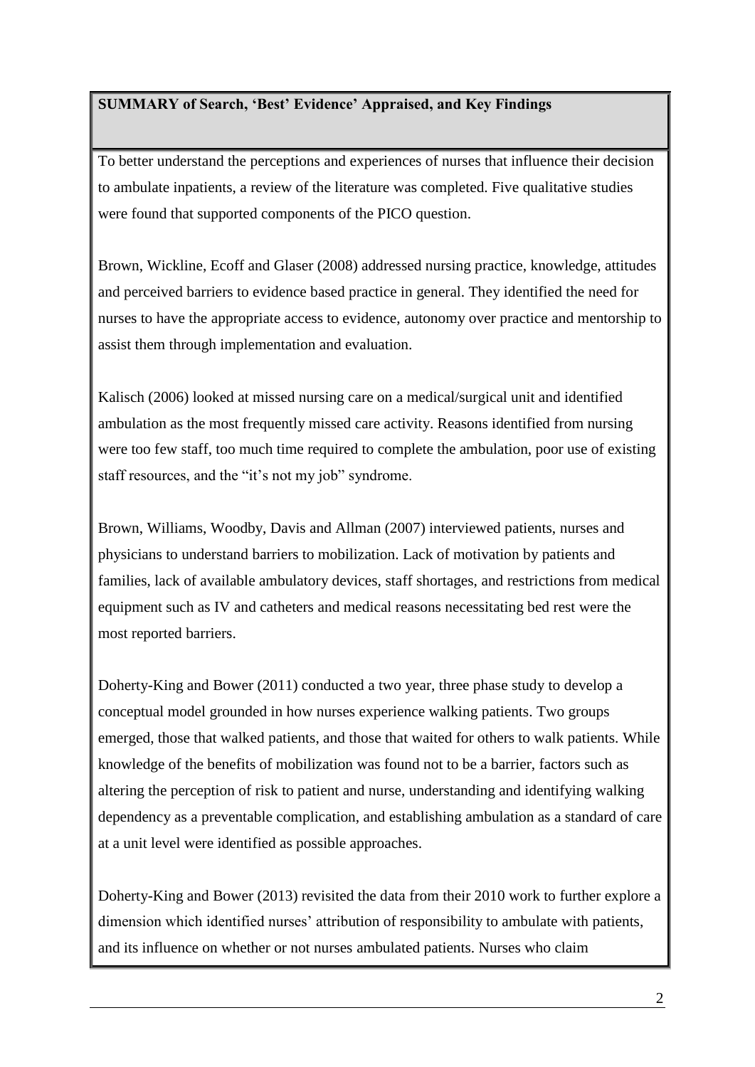**SUMMARY of Search, 'Best' Evidence' Appraised, and Key Findings**

To better understand the perceptions and experiences of nurses that influence their decision to ambulate inpatients, a review of the literature was completed. Five qualitative studies were found that supported components of the PICO question.

Brown, Wickline, Ecoff and Glaser (2008) addressed nursing practice, knowledge, attitudes and perceived barriers to evidence based practice in general. They identified the need for nurses to have the appropriate access to evidence, autonomy over practice and mentorship to assist them through implementation and evaluation.

Kalisch (2006) looked at missed nursing care on a medical/surgical unit and identified ambulation as the most frequently missed care activity. Reasons identified from nursing were too few staff, too much time required to complete the ambulation, poor use of existing staff resources, and the "it's not my job" syndrome.

Brown, Williams, Woodby, Davis and Allman (2007) interviewed patients, nurses and physicians to understand barriers to mobilization. Lack of motivation by patients and families, lack of available ambulatory devices, staff shortages, and restrictions from medical equipment such as IV and catheters and medical reasons necessitating bed rest were the most reported barriers.

Doherty-King and Bower (2011) conducted a two year, three phase study to develop a conceptual model grounded in how nurses experience walking patients. Two groups emerged, those that walked patients, and those that waited for others to walk patients. While knowledge of the benefits of mobilization was found not to be a barrier, factors such as altering the perception of risk to patient and nurse, understanding and identifying walking dependency as a preventable complication, and establishing ambulation as a standard of care at a unit level were identified as possible approaches.

Doherty-King and Bower (2013) revisited the data from their 2010 work to further explore a dimension which identified nurses' attribution of responsibility to ambulate with patients, and its influence on whether or not nurses ambulated patients. Nurses who claim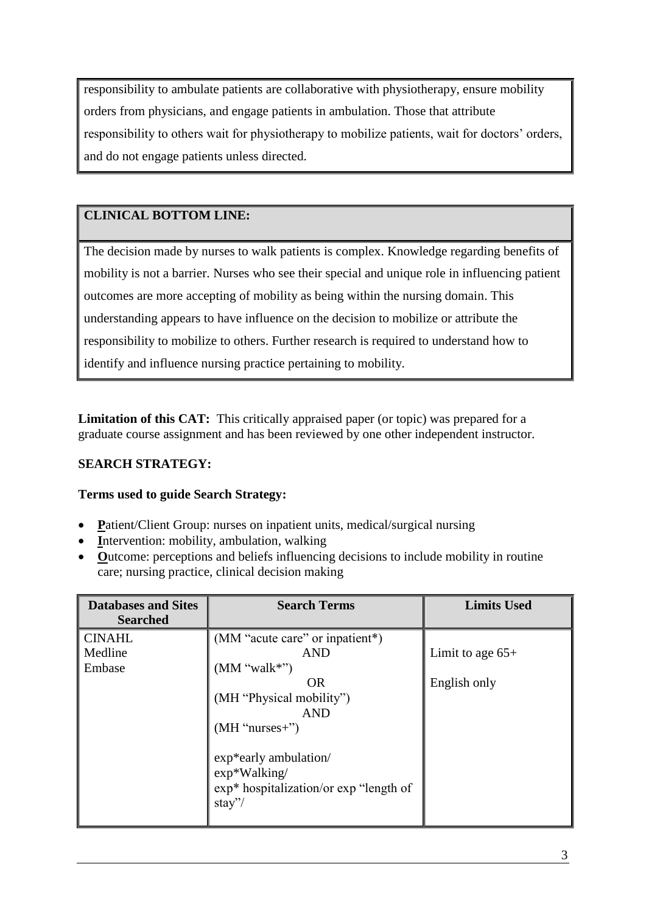responsibility to ambulate patients are collaborative with physiotherapy, ensure mobility orders from physicians, and engage patients in ambulation. Those that attribute responsibility to others wait for physiotherapy to mobilize patients, wait for doctors' orders, and do not engage patients unless directed.

## CLINICAL BOTTOM LINE:

The decision made by nurses to walk patients is complex. Knowledge regarding benefits of mobility is not a barrier. Nurses who see their special and unique role in influencing patient outcomes are more accepting of mobility as being within the nursing domain. This understanding appears to have influence on the decision to mobilize or attribute the responsibility to mobilize to others. Further research is required to understand how to identify and influence nursing practice pertaining to mobility.

**Limitation of this CAT:** This critically appraised paper (or topic) was prepared for a graduate course assignment and has been reviewed by one other independent instructor.

## SEARCH STRATEGY:

**Terms used to guide Search Strategy:**

- **P**atient/Client Group: nurses on inpatient units, medical/surgical nursing
- **I**ntervention: mobility, ambulation, walking
- **O**utcome: perceptions and beliefs influencing decisions to include mobility in routine care; nursing practice, clinical decision making

| Databases and Sites Searched | Search Terms | Limits Used |
|---|---|---|
| CINAHL<br>Medline<br>Embase | (MM "acute care" or inpatient*)<br>AND<br>(MM "walk*")<br>OR<br>(MH "Physical mobility")<br>AND<br>(MH "nurses+")<br><br>exp*early ambulation/<br>exp*Walking/<br>exp* hospitalization/or exp "length of stay"/ | Limit to age 65+<br><br>English only |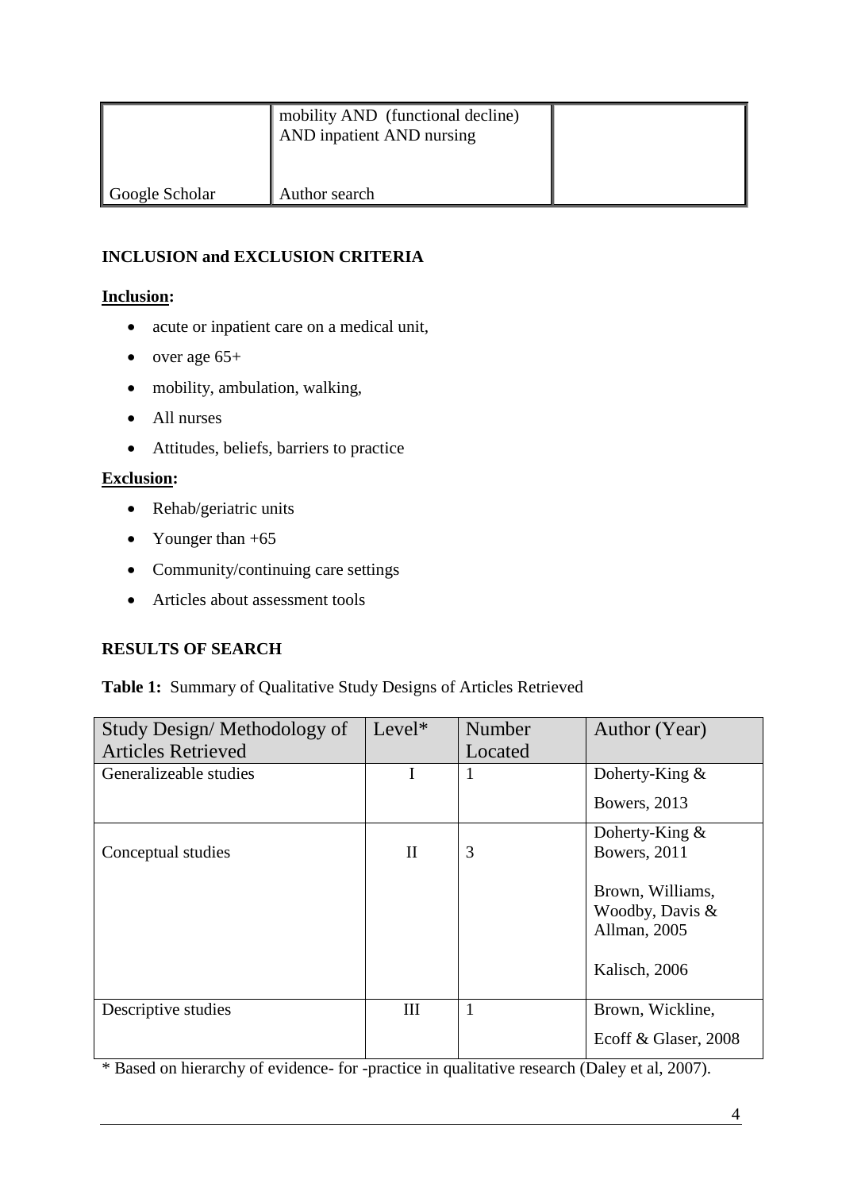|  | mobility AND (functional decline) AND inpatient AND nursing |  |
| --- | --- | --- |
| Google Scholar | Author search |  |

**INCLUSION and EXCLUSION CRITERIA**

**Inclusion:**

- acute or inpatient care on a medical unit,
- over age 65+
- mobility, ambulation, walking,
- All nurses
- Attitudes, beliefs, barriers to practice

**Exclusion:**

- Rehab/geriatric units
- Younger than +65
- Community/continuing care settings
- Articles about assessment tools

**RESULTS OF SEARCH**

**Table 1:** Summary of Qualitative Study Designs of Articles Retrieved

| Study Design/ Methodology of Articles Retrieved | Level* | Number Located | Author (Year) |
| --- | --- | --- | --- |
| Generalizeable studies | I | 1 | Doherty-King & Bowers, 2013 |
| Conceptual studies | II | 3 | Doherty-King & Bowers, 2011<br><br>Brown, Williams, Woodby, Davis & Allman, 2005<br><br>Kalisch, 2006 |
| Descriptive studies | III | 1 | Brown, Wickline, Ecoff & Glaser, 2008 |

* Based on hierarchy of evidence- for -practice in qualitative research (Daley et al, 2007).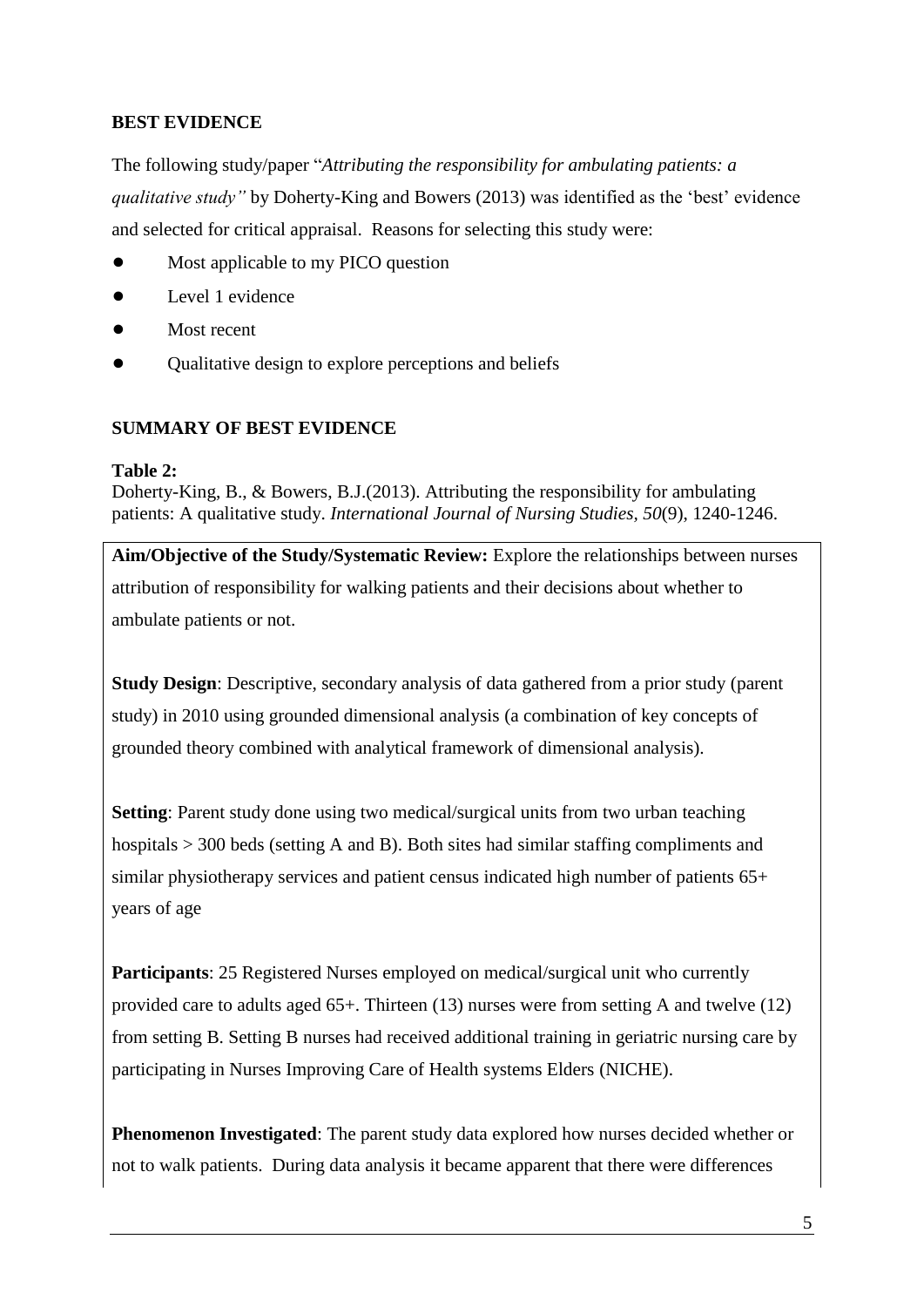**BEST EVIDENCE**

The following study/paper "*Attributing the responsibility for ambulating patients: a qualitative study"* by Doherty-King and Bowers (2013) was identified as the 'best' evidence and selected for critical appraisal. Reasons for selecting this study were:

- Most applicable to my PICO question
- Level 1 evidence
- Most recent
- Qualitative design to explore perceptions and beliefs

**SUMMARY OF BEST EVIDENCE**

**Table 2:**
Doherty-King, B., & Bowers, B.J.(2013). Attributing the responsibility for ambulating patients: A qualitative study. *International Journal of Nursing Studies*, *50*(9), 1240-1246.

**Aim/Objective of the Study/Systematic Review:** Explore the relationships between nurses attribution of responsibility for walking patients and their decisions about whether to ambulate patients or not.

**Study Design**: Descriptive, secondary analysis of data gathered from a prior study (parent study) in 2010 using grounded dimensional analysis (a combination of key concepts of grounded theory combined with analytical framework of dimensional analysis).

**Setting**: Parent study done using two medical/surgical units from two urban teaching hospitals > 300 beds (setting A and B). Both sites had similar staffing compliments and similar physiotherapy services and patient census indicated high number of patients 65+ years of age

**Participants**: 25 Registered Nurses employed on medical/surgical unit who currently provided care to adults aged 65+. Thirteen (13) nurses were from setting A and twelve (12) from setting B. Setting B nurses had received additional training in geriatric nursing care by participating in Nurses Improving Care of Health systems Elders (NICHE).

**Phenomenon Investigated**: The parent study data explored how nurses decided whether or not to walk patients. During data analysis it became apparent that there were differences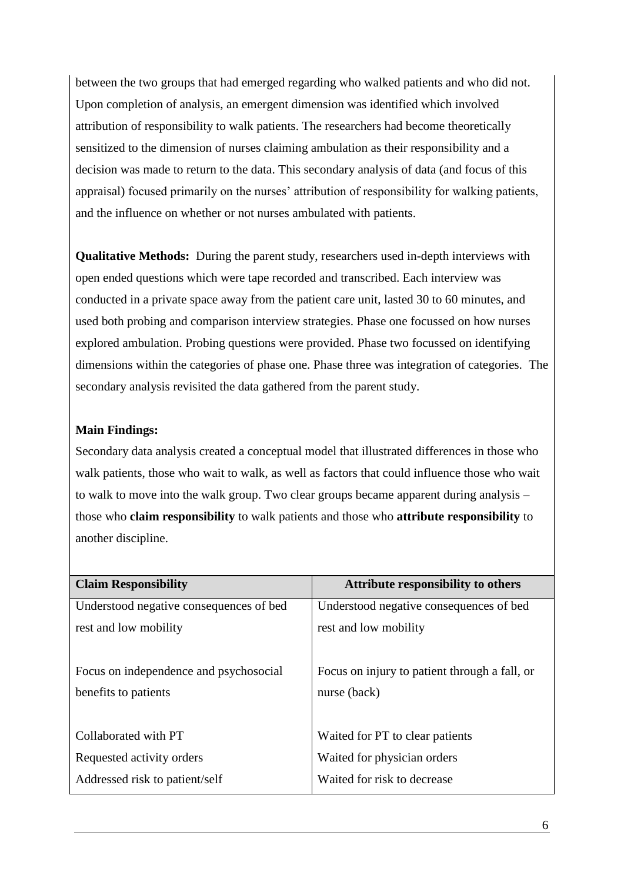between the two groups that had emerged regarding who walked patients and who did not. Upon completion of analysis, an emergent dimension was identified which involved attribution of responsibility to walk patients. The researchers had become theoretically sensitized to the dimension of nurses claiming ambulation as their responsibility and a decision was made to return to the data. This secondary analysis of data (and focus of this appraisal) focused primarily on the nurses' attribution of responsibility for walking patients, and the influence on whether or not nurses ambulated with patients.

**Qualitative Methods:** During the parent study, researchers used in-depth interviews with open ended questions which were tape recorded and transcribed. Each interview was conducted in a private space away from the patient care unit, lasted 30 to 60 minutes, and used both probing and comparison interview strategies. Phase one focussed on how nurses explored ambulation. Probing questions were provided. Phase two focussed on identifying dimensions within the categories of phase one. Phase three was integration of categories. The secondary analysis revisited the data gathered from the parent study.

**Main Findings:**

Secondary data analysis created a conceptual model that illustrated differences in those who walk patients, those who wait to walk, as well as factors that could influence those who wait to walk to move into the walk group. Two clear groups became apparent during analysis – those who **claim responsibility** to walk patients and those who **attribute responsibility** to another discipline.

| Claim Responsibility | Attribute responsibility to others |
| --- | --- |
| Understood negative consequences of bed rest and low mobility | Understood negative consequences of bed rest and low mobility |
| Focus on independence and psychosocial benefits to patients | Focus on injury to patient through a fall, or nurse (back) |
| Collaborated with PT<br>Requested activity orders<br>Addressed risk to patient/self | Waited for PT to clear patients<br>Waited for physician orders<br>Waited for risk to decrease |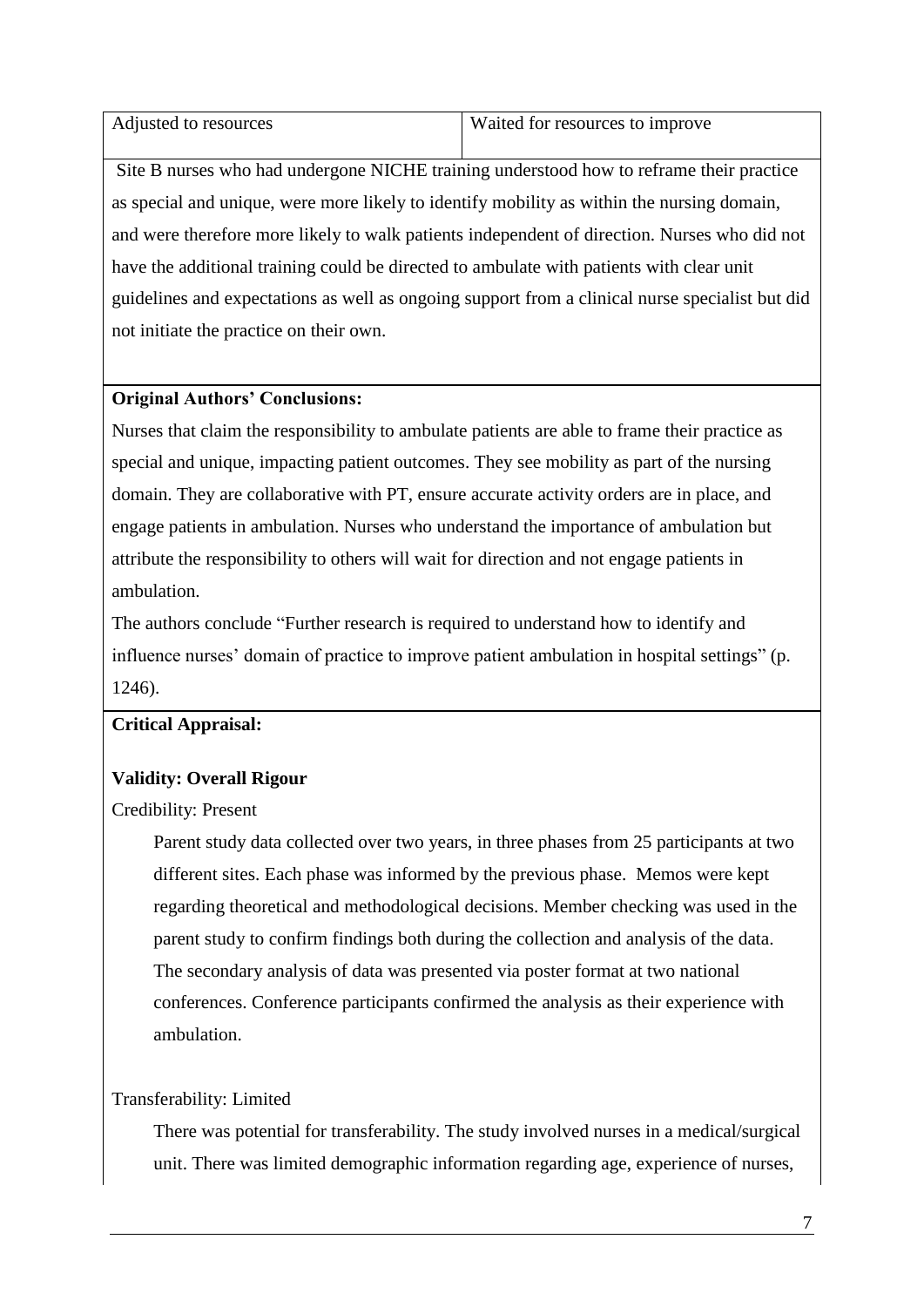| Adjusted to resources | Waited for resources to improve |
|---|---|

Site B nurses who had undergone NICHE training understood how to reframe their practice as special and unique, were more likely to identify mobility as within the nursing domain, and were therefore more likely to walk patients independent of direction. Nurses who did not have the additional training could be directed to ambulate with patients with clear unit guidelines and expectations as well as ongoing support from a clinical nurse specialist but did not initiate the practice on their own.

**Original Authors' Conclusions:**

Nurses that claim the responsibility to ambulate patients are able to frame their practice as special and unique, impacting patient outcomes. They see mobility as part of the nursing domain. They are collaborative with PT, ensure accurate activity orders are in place, and engage patients in ambulation. Nurses who understand the importance of ambulation but attribute the responsibility to others will wait for direction and not engage patients in ambulation.

The authors conclude "Further research is required to understand how to identify and influence nurses' domain of practice to improve patient ambulation in hospital settings" (p. 1246).

**Critical Appraisal:**

**Validity: Overall Rigour**

Credibility: Present

Parent study data collected over two years, in three phases from 25 participants at two different sites. Each phase was informed by the previous phase. Memos were kept regarding theoretical and methodological decisions. Member checking was used in the parent study to confirm findings both during the collection and analysis of the data. The secondary analysis of data was presented via poster format at two national conferences. Conference participants confirmed the analysis as their experience with ambulation.

Transferability: Limited

There was potential for transferability. The study involved nurses in a medical/surgical unit. There was limited demographic information regarding age, experience of nurses,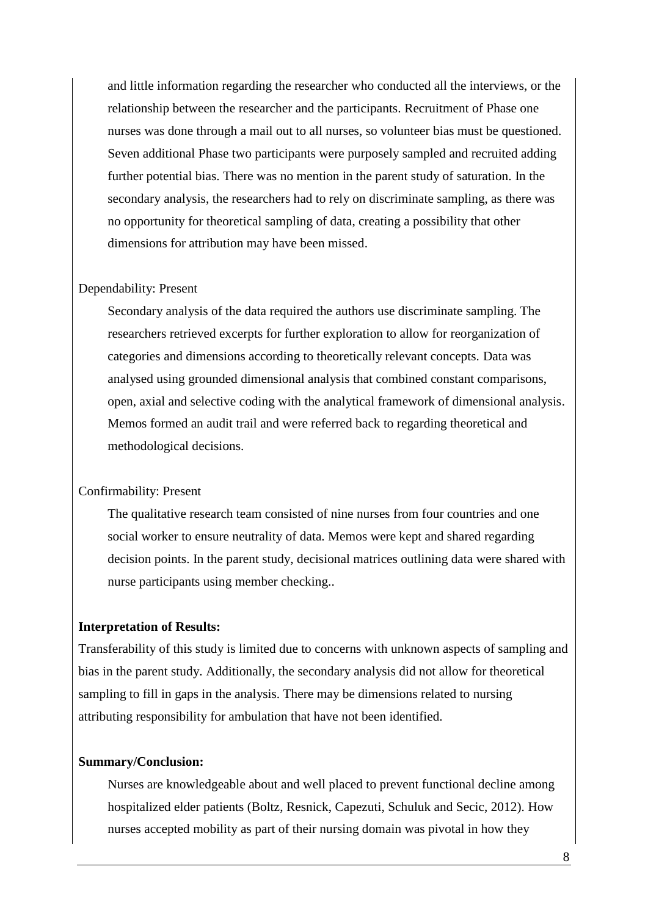and little information regarding the researcher who conducted all the interviews, or the relationship between the researcher and the participants. Recruitment of Phase one nurses was done through a mail out to all nurses, so volunteer bias must be questioned. Seven additional Phase two participants were purposely sampled and recruited adding further potential bias. There was no mention in the parent study of saturation. In the secondary analysis, the researchers had to rely on discriminate sampling, as there was no opportunity for theoretical sampling of data, creating a possibility that other dimensions for attribution may have been missed.

Dependability: Present

Secondary analysis of the data required the authors use discriminate sampling. The researchers retrieved excerpts for further exploration to allow for reorganization of categories and dimensions according to theoretically relevant concepts. Data was analysed using grounded dimensional analysis that combined constant comparisons, open, axial and selective coding with the analytical framework of dimensional analysis. Memos formed an audit trail and were referred back to regarding theoretical and methodological decisions.

Confirmability: Present

The qualitative research team consisted of nine nurses from four countries and one social worker to ensure neutrality of data. Memos were kept and shared regarding decision points. In the parent study, decisional matrices outlining data were shared with nurse participants using member checking..

**Interpretation of Results:**

Transferability of this study is limited due to concerns with unknown aspects of sampling and bias in the parent study. Additionally, the secondary analysis did not allow for theoretical sampling to fill in gaps in the analysis. There may be dimensions related to nursing attributing responsibility for ambulation that have not been identified.

**Summary/Conclusion:**

Nurses are knowledgeable about and well placed to prevent functional decline among hospitalized elder patients (Boltz, Resnick, Capezuti, Schuluk and Secic, 2012). How nurses accepted mobility as part of their nursing domain was pivotal in how they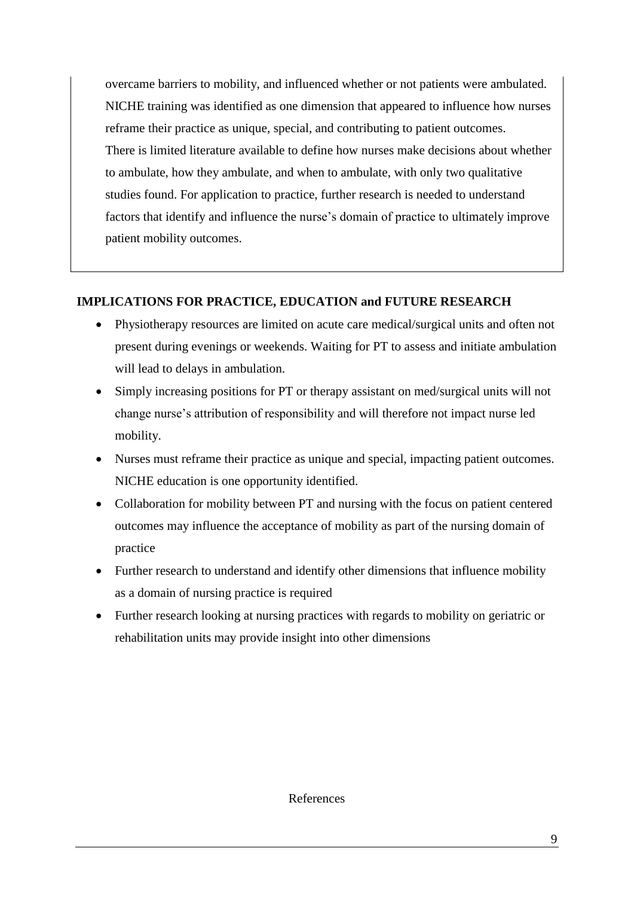overcame barriers to mobility, and influenced whether or not patients were ambulated. NICHE training was identified as one dimension that appeared to influence how nurses reframe their practice as unique, special, and contributing to patient outcomes. There is limited literature available to define how nurses make decisions about whether to ambulate, how they ambulate, and when to ambulate, with only two qualitative studies found. For application to practice, further research is needed to understand factors that identify and influence the nurse's domain of practice to ultimately improve patient mobility outcomes.

## IMPLICATIONS FOR PRACTICE, EDUCATION and FUTURE RESEARCH

- Physiotherapy resources are limited on acute care medical/surgical units and often not present during evenings or weekends. Waiting for PT to assess and initiate ambulation will lead to delays in ambulation.
- Simply increasing positions for PT or therapy assistant on med/surgical units will not change nurse's attribution of responsibility and will therefore not impact nurse led mobility.
- Nurses must reframe their practice as unique and special, impacting patient outcomes. NICHE education is one opportunity identified.
- Collaboration for mobility between PT and nursing with the focus on patient centered outcomes may influence the acceptance of mobility as part of the nursing domain of practice
- Further research to understand and identify other dimensions that influence mobility as a domain of nursing practice is required
- Further research looking at nursing practices with regards to mobility on geriatric or rehabilitation units may provide insight into other dimensions

References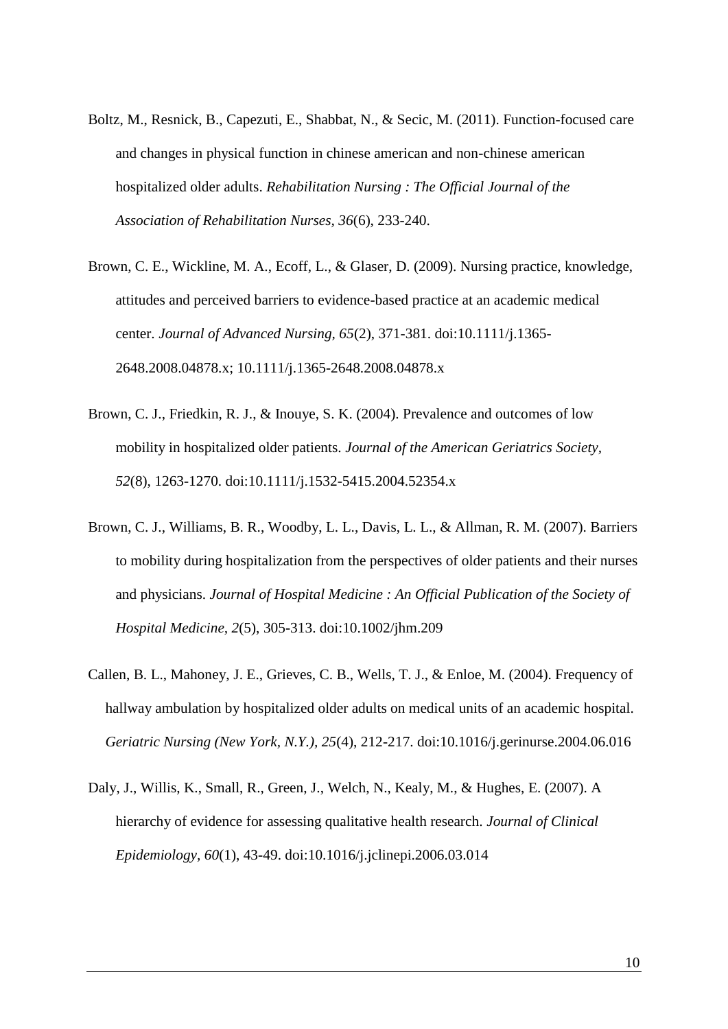Boltz, M., Resnick, B., Capezuti, E., Shabbat, N., & Secic, M. (2011). Function-focused care and changes in physical function in chinese american and non-chinese american hospitalized older adults. *Rehabilitation Nursing : The Official Journal of the Association of Rehabilitation Nurses, 36*(6), 233-240.

Brown, C. E., Wickline, M. A., Ecoff, L., & Glaser, D. (2009). Nursing practice, knowledge, attitudes and perceived barriers to evidence-based practice at an academic medical center. *Journal of Advanced Nursing, 65*(2), 371-381. doi:10.1111/j.1365-2648.2008.04878.x; 10.1111/j.1365-2648.2008.04878.x

Brown, C. J., Friedkin, R. J., & Inouye, S. K. (2004). Prevalence and outcomes of low mobility in hospitalized older patients. *Journal of the American Geriatrics Society, 52*(8), 1263-1270. doi:10.1111/j.1532-5415.2004.52354.x

Brown, C. J., Williams, B. R., Woodby, L. L., Davis, L. L., & Allman, R. M. (2007). Barriers to mobility during hospitalization from the perspectives of older patients and their nurses and physicians. *Journal of Hospital Medicine : An Official Publication of the Society of Hospital Medicine, 2*(5), 305-313. doi:10.1002/jhm.209

Callen, B. L., Mahoney, J. E., Grieves, C. B., Wells, T. J., & Enloe, M. (2004). Frequency of hallway ambulation by hospitalized older adults on medical units of an academic hospital. *Geriatric Nursing (New York, N.Y.), 25*(4), 212-217. doi:10.1016/j.gerinurse.2004.06.016

Daly, J., Willis, K., Small, R., Green, J., Welch, N., Kealy, M., & Hughes, E. (2007). A hierarchy of evidence for assessing qualitative health research. *Journal of Clinical Epidemiology, 60*(1), 43-49. doi:10.1016/j.jclinepi.2006.03.014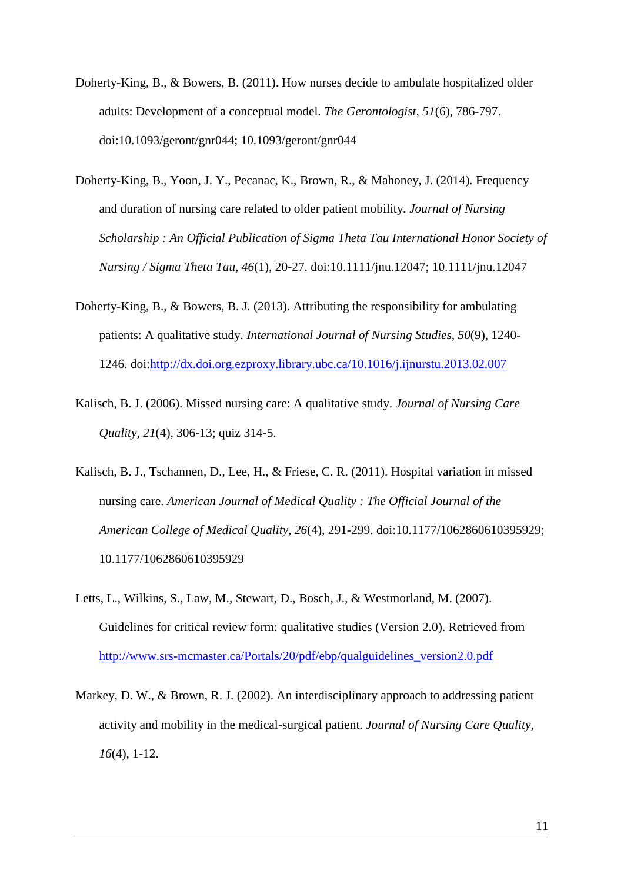Doherty-King, B., & Bowers, B. (2011). How nurses decide to ambulate hospitalized older adults: Development of a conceptual model. *The Gerontologist, 51*(6), 786-797. doi:10.1093/geront/gnr044; 10.1093/geront/gnr044

Doherty-King, B., Yoon, J. Y., Pecanac, K., Brown, R., & Mahoney, J. (2014). Frequency and duration of nursing care related to older patient mobility. *Journal of Nursing Scholarship : An Official Publication of Sigma Theta Tau International Honor Society of Nursing / Sigma Theta Tau, 46*(1), 20-27. doi:10.1111/jnu.12047; 10.1111/jnu.12047

Doherty-King, B., & Bowers, B. J. (2013). Attributing the responsibility for ambulating patients: A qualitative study. *International Journal of Nursing Studies, 50*(9), 1240-1246. doi:[http://dx.doi.org.ezproxy.library.ubc.ca/10.1016/j.ijnurstu.2013.02.007](http://dx.doi.org.ezproxy.library.ubc.ca/10.1016/j.ijnurstu.2013.02.007)

Kalisch, B. J. (2006). Missed nursing care: A qualitative study. *Journal of Nursing Care Quality, 21*(4), 306-13; quiz 314-5.

Kalisch, B. J., Tschannen, D., Lee, H., & Friese, C. R. (2011). Hospital variation in missed nursing care. *American Journal of Medical Quality : The Official Journal of the American College of Medical Quality, 26*(4), 291-299. doi:10.1177/1062860610395929; 10.1177/1062860610395929

Letts, L., Wilkins, S., Law, M., Stewart, D., Bosch, J., & Westmorland, M. (2007). Guidelines for critical review form: qualitative studies (Version 2.0). Retrieved from [http://www.srs-mcmaster.ca/Portals/20/pdf/ebp/qualguidelines_version2.0.pdf](http://www.srs-mcmaster.ca/Portals/20/pdf/ebp/qualguidelines_version2.0.pdf)

Markey, D. W., & Brown, R. J. (2002). An interdisciplinary approach to addressing patient activity and mobility in the medical-surgical patient. *Journal of Nursing Care Quality, 16*(4), 1-12.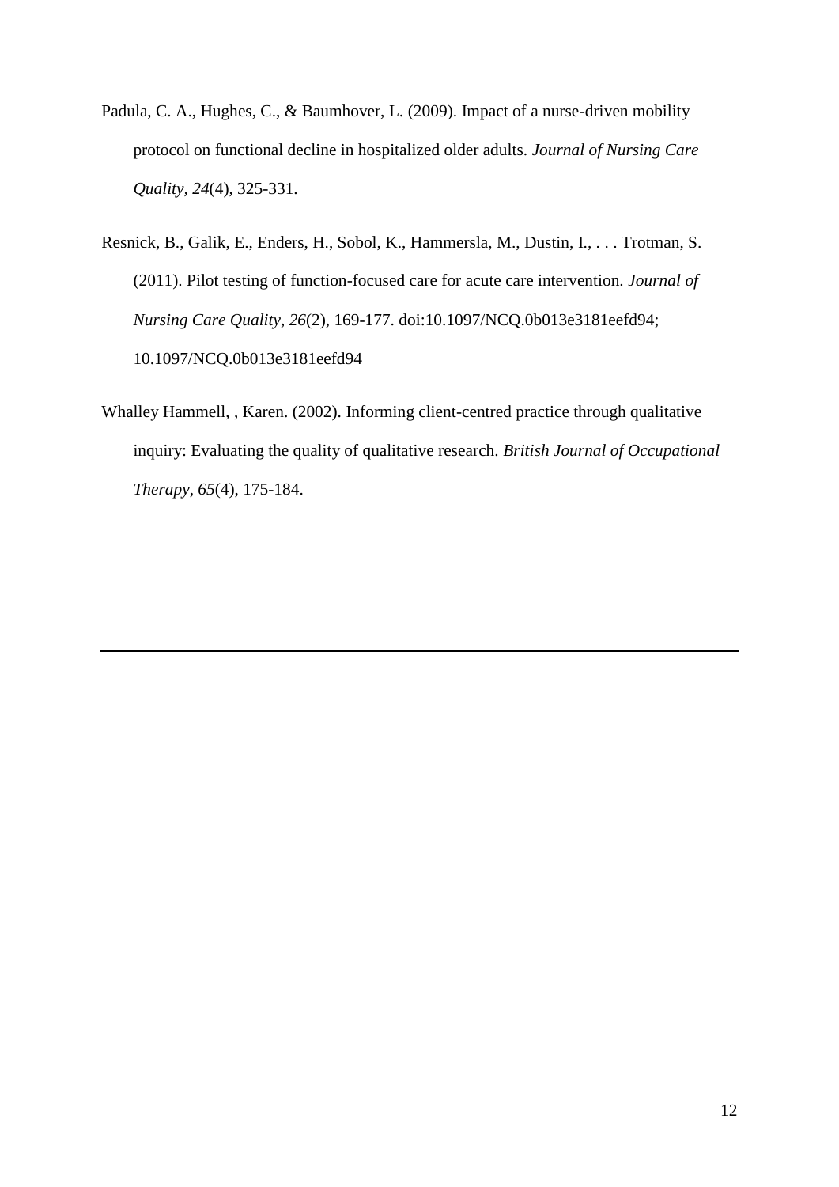Padula, C. A., Hughes, C., & Baumhover, L. (2009). Impact of a nurse-driven mobility protocol on functional decline in hospitalized older adults. *Journal of Nursing Care Quality, 24*(4), 325-331.

Resnick, B., Galik, E., Enders, H., Sobol, K., Hammersla, M., Dustin, I., . . . Trotman, S. (2011). Pilot testing of function-focused care for acute care intervention. *Journal of Nursing Care Quality, 26*(2), 169-177. doi:10.1097/NCQ.0b013e3181eefd94; 10.1097/NCQ.0b013e3181eefd94

Whalley Hammell, , Karen. (2002). Informing client-centred practice through qualitative inquiry: Evaluating the quality of qualitative research. *British Journal of Occupational Therapy, 65*(4), 175-184.